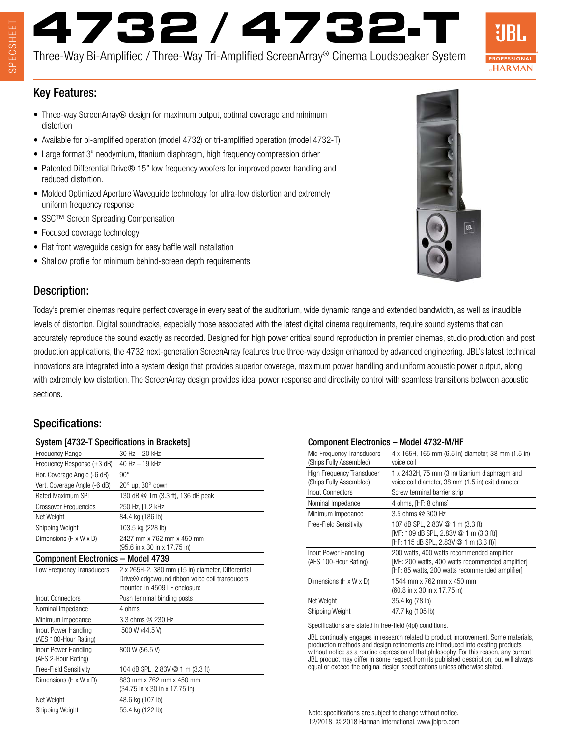# 4732 / 4732-T

Three-Way Bi-Amplified / Three-Way Tri-Amplified ScreenArray® Cinema Loudspeaker System

## Key Features:

- Three-way ScreenArray® design for maximum output, optimal coverage and minimum distortion
- Available for bi-amplified operation (model 4732) or tri-amplified operation (model 4732-T)
- Large format 3" neodymium, titanium diaphragm, high frequency compression driver
- Patented Differential Drive® 15" low frequency woofers for improved power handling and reduced distortion.
- Molded Optimized Aperture Waveguide technology for ultra-low distortion and extremely uniform frequency response
- SSC™ Screen Spreading Compensation
- Focused coverage technology
- Flat front waveguide design for easy baffle wall installation
- Shallow profile for minimum behind-screen depth requirements

## Description:

Today's premier cinemas require perfect coverage in every seat of the auditorium, wide dynamic range and extended bandwidth, as well as inaudible levels of distortion. Digital soundtracks, especially those associated with the latest digital cinema requirements, require sound systems that can accurately reproduce the sound exactly as recorded. Designed for high power critical sound reproduction in premier cinemas, studio production and post production applications, the 4732 next-generation ScreenArray features true three-way design enhanced by advanced engineering. JBL's latest technical innovations are integrated into a system design that provides superior coverage, maximum power handling and uniform acoustic power output, along with extremely low distortion. The ScreenArray design provides ideal power response and directivity control with seamless transitions between acoustic sections.

## Specifications:

| System [4732-T Specifications in Brackets] | |
|---|---|
| Frequency Range | 30 Hz – 20 kHz |
| Frequency Response (±3 dB) | 40 Hz – 19 kHz |
| Hor. Coverage Angle (-6 dB) | 90° |
| Vert. Coverage Angle (-6 dB) | 20° up, 30° down |
| Rated Maximum SPL | 130 dB @ 1m (3.3 ft), 136 dB peak |
| Crossover Frequencies | 250 Hz, [1.2 kHz] |
| Net Weight | 84.4 kg (186 lb) |
| Shipping Weight | 103.5 kg (228 lb) |
| Dimensions (H x W x D) | 2427 mm x 762 mm x 450 mm (95.6 in x 30 in x 17.75 in) |

| Component Electronics – Model 4739 | |
|---|---|
| Low Frequency Transducers | 2 x 265H-2, 380 mm (15 in) diameter, Differential Drive® edgewound ribbon voice coil transducers mounted in 4509 LF enclosure |
| Input Connectors | Push terminal binding posts |
| Nominal Impedance | 4 ohms |
| Minimum Impedance | 3.3 ohms @ 230 Hz |
| Input Power Handling (AES 100-Hour Rating) | 500 W (44.5 V) |
| Input Power Handling (AES 2-Hour Rating) | 800 W (56.5 V) |
| Free-Field Sensitivity | 104 dB SPL, 2.83V @ 1 m (3.3 ft) |
| Dimensions (H x W x D) | 883 mm x 762 mm x 450 mm (34.75 in x 30 in x 17.75 in) |
| Net Weight | 48.6 kg (107 lb) |
| Shipping Weight | 55.4 kg (122 lb) |

| Component Electronics – Model 4732-M/HF | |
|---|---|
| Mid Frequency Transducers (Ships Fully Assembled) | 4 x 165H, 165 mm (6.5 in) diameter, 38 mm (1.5 in) voice coil |
| High Frequency Transducer (Ships Fully Assembled) | 1 x 2432H, 75 mm (3 in) titanium diaphragm and voice coil diameter, 38 mm (1.5 in) exit diameter |
| Input Connectors | Screw terminal barrier strip |
| Nominal Impedance | 4 ohms, [HF: 8 ohms] |
| Minimum Impedance | 3.5 ohms @ 300 Hz |
| Free-Field Sensitivity | 107 dB SPL, 2.83V @ 1 m (3.3 ft) [MF: 109 dB SPL, 2.83V @ 1 m (3.3 ft)] [HF: 115 dB SPL, 2.83V @ 1 m (3.3 ft)] |
| Input Power Handling (AES 100-Hour Rating) | 200 watts, 400 watts recommended amplifier [MF: 200 watts, 400 watts recommended amplifier] [HF: 85 watts, 200 watts recommended amplifier] |
| Dimensions (H x W x D) | 1544 mm x 762 mm x 450 mm (60.8 in x 30 in x 17.75 in) |
| Net Weight | 35.4 kg (78 lb) |
| Shipping Weight | 47.7 kg (105 lb) |

Specifications are stated in free-field (4pi) conditions.

JBL continually engages in research related to product improvement. Some materials, production methods and design refinements are introduced into existing products without notice as a routine expression of that philosophy. For this reason, any current JBL product may differ in some respect from its published description, but will always equal or exceed the original design specifications unless otherwise stated.

Note: specifications are subject to change without notice.
12/2018. © 2018 Harman International. www.jblpro.com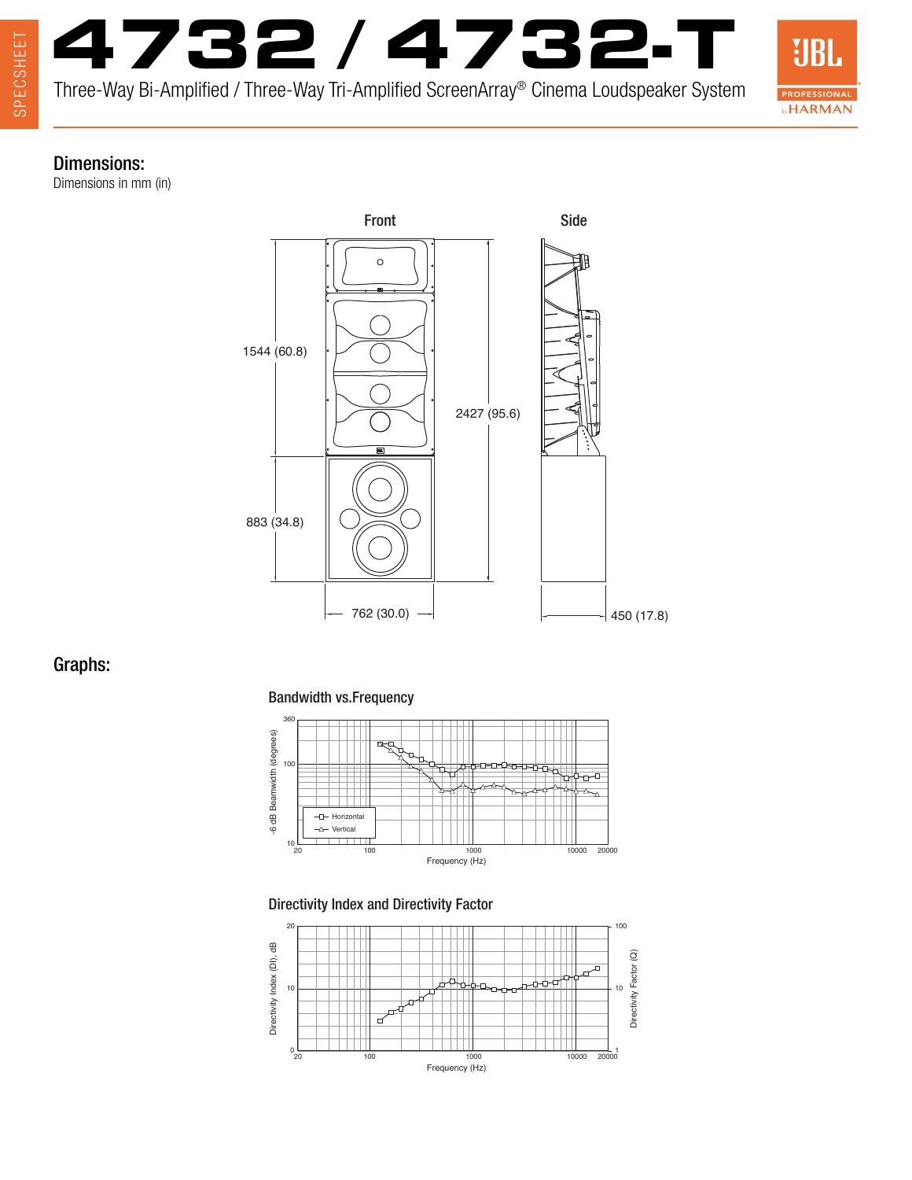# 4732 / 4732-T

Three-Way Bi-Amplified / Three-Way Tri-Amplified ScreenArray® Cinema Loudspeaker System

## Dimensions:

Dimensions in mm (in)

Front

Side

1544 (60.8)

883 (34.8)

2427 (95.6)

762 (30.0)

450 (17.8)

## Graphs:

### Bandwidth vs.Frequency

-6 dB Beamwidth (degrees)

360

100

10

20

100

1000

10000

20000

Frequency (Hz)

Horizontal

Vertical

### Directivity Index and Directivity Factor

Directivity Index (DI), dB

20

10

0

Directivity Factor (Q)

100

10

1

20

100

1000

10000

20000

Frequency (Hz)